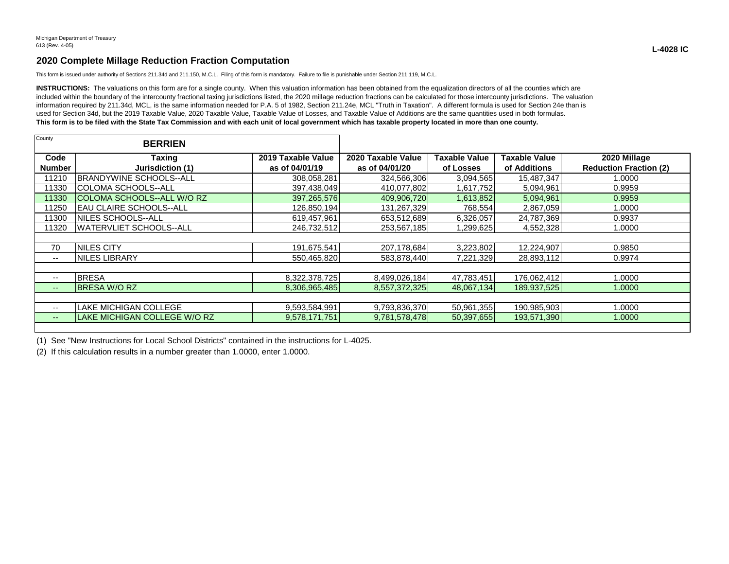Michigan Department of Treasury
613 (Rev. 4-05)

**L-4028 IC**

## 2020 Complete Millage Reduction Fraction Computation

This form is issued under authority of Sections 211.34d and 211.150, M.C.L. Filing of this form is mandatory. Failure to file is punishable under Section 211.119, M.C.L.

**INSTRUCTIONS:** The valuations on this form are for a single county. When this valuation information has been obtained from the equalization directors of all the counties which are included within the boundary of the intercounty fractional taxing jurisdictions listed, the 2020 millage reduction fractions can be calculated for those intercounty jurisdictions. The valuation information required by 211.34d, MCL, is the same information needed for P.A. 5 of 1982, Section 211.24e, MCL "Truth in Taxation". A different formula is used for Section 24e than is used for Section 34d, but the 2019 Taxable Value, 2020 Taxable Value, Taxable Value of Losses, and Taxable Value of Additions are the same quantities used in both formulas.
**This form is to be filed with the State Tax Commission and with each unit of local government which has taxable property located in more than one county.**

County: **BERRIEN**

| Code Number | Taxing Jurisdiction (1) | 2019 Taxable Value as of 04/01/19 | 2020 Taxable Value as of 04/01/20 | Taxable Value of Losses | Taxable Value of Additions | 2020 Millage Reduction Fraction (2) |
|---|---|---|---|---|---|---|
| 11210 | BRANDYWINE SCHOOLS--ALL | 308,058,281 | 324,566,306 | 3,094,565 | 15,487,347 | 1.0000 |
| 11330 | COLOMA SCHOOLS--ALL | 397,438,049 | 410,077,802 | 1,617,752 | 5,094,961 | 0.9959 |
| 11330 | COLOMA SCHOOLS--ALL W/O RZ | 397,265,576 | 409,906,720 | 1,613,852 | 5,094,961 | 0.9959 |
| 11250 | EAU CLAIRE SCHOOLS--ALL | 126,850,194 | 131,267,329 | 768,554 | 2,867,059 | 1.0000 |
| 11300 | NILES SCHOOLS--ALL | 619,457,961 | 653,512,689 | 6,326,057 | 24,787,369 | 0.9937 |
| 11320 | WATERVLIET SCHOOLS--ALL | 246,732,512 | 253,567,185 | 1,299,625 | 4,552,328 | 1.0000 |
| | | | | | | |
| 70 | NILES CITY | 191,675,541 | 207,178,684 | 3,223,802 | 12,224,907 | 0.9850 |
| -- | NILES LIBRARY | 550,465,820 | 583,878,440 | 7,221,329 | 28,893,112 | 0.9974 |
| | | | | | | |
| -- | BRESA | 8,322,378,725 | 8,499,026,184 | 47,783,451 | 176,062,412 | 1.0000 |
| -- | BRESA W/O RZ | 8,306,965,485 | 8,557,372,325 | 48,067,134 | 189,937,525 | 1.0000 |
| | | | | | | |
| -- | LAKE MICHIGAN COLLEGE | 9,593,584,991 | 9,793,836,370 | 50,961,355 | 190,985,903 | 1.0000 |
| -- | LAKE MICHIGAN COLLEGE W/O RZ | 9,578,171,751 | 9,781,578,478 | 50,397,655 | 193,571,390 | 1.0000 |

(1) See "New Instructions for Local School Districts" contained in the instructions for L-4025.

(2) If this calculation results in a number greater than 1.0000, enter 1.0000.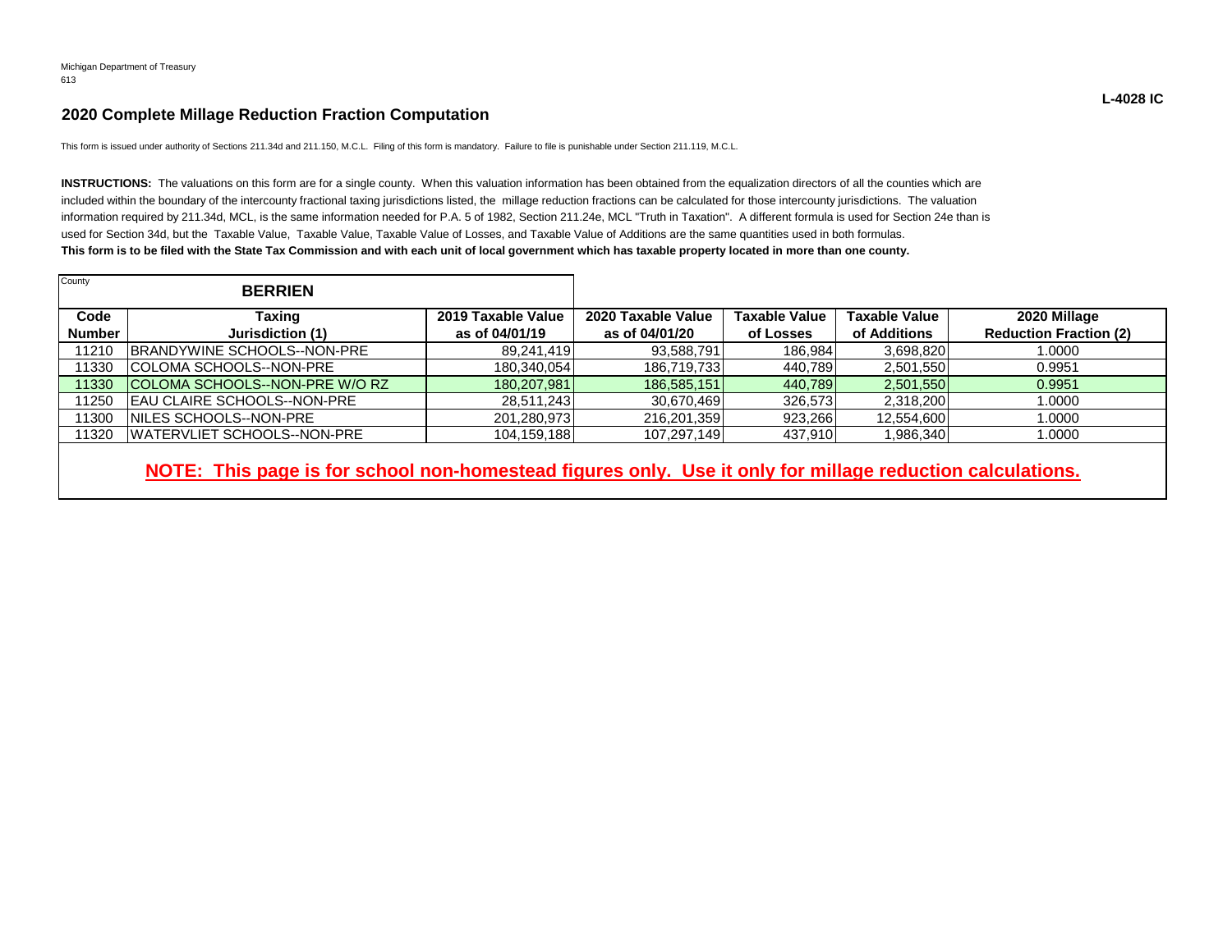Michigan Department of Treasury
613

L-4028 IC

## 2020 Complete Millage Reduction Fraction Computation

This form is issued under authority of Sections 211.34d and 211.150, M.C.L. Filing of this form is mandatory. Failure to file is punishable under Section 211.119, M.C.L.

**INSTRUCTIONS:** The valuations on this form are for a single county. When this valuation information has been obtained from the equalization directors of all the counties which are included within the boundary of the intercounty fractional taxing jurisdictions listed, the millage reduction fractions can be calculated for those intercounty jurisdictions. The valuation information required by 211.34d, MCL, is the same information needed for P.A. 5 of 1982, Section 211.24e, MCL "Truth in Taxation". A different formula is used for Section 24e than is used for Section 34d, but the Taxable Value, Taxable Value, Taxable Value of Losses, and Taxable Value of Additions are the same quantities used in both formulas.
**This form is to be filed with the State Tax Commission and with each unit of local government which has taxable property located in more than one county.**

County: **BERRIEN**

| Code Number | Taxing Jurisdiction (1) | 2019 Taxable Value as of 04/01/19 | 2020 Taxable Value as of 04/01/20 | Taxable Value of Losses | Taxable Value of Additions | 2020 Millage Reduction Fraction (2) |
|---|---|---|---|---|---|---|
| 11210 | BRANDYWINE SCHOOLS--NON-PRE | 89,241,419 | 93,588,791 | 186,984 | 3,698,820 | 1.0000 |
| 11330 | COLOMA SCHOOLS--NON-PRE | 180,340,054 | 186,719,733 | 440,789 | 2,501,550 | 0.9951 |
| 11330 | COLOMA SCHOOLS--NON-PRE W/O RZ | 180,207,981 | 186,585,151 | 440,789 | 2,501,550 | 0.9951 |
| 11250 | EAU CLAIRE SCHOOLS--NON-PRE | 28,511,243 | 30,670,469 | 326,573 | 2,318,200 | 1.0000 |
| 11300 | NILES SCHOOLS--NON-PRE | 201,280,973 | 216,201,359 | 923,266 | 12,554,600 | 1.0000 |
| 11320 | WATERVLIET SCHOOLS--NON-PRE | 104,159,188 | 107,297,149 | 437,910 | 1,986,340 | 1.0000 |

**NOTE: This page is for school non-homestead figures only. Use it only for millage reduction calculations.**